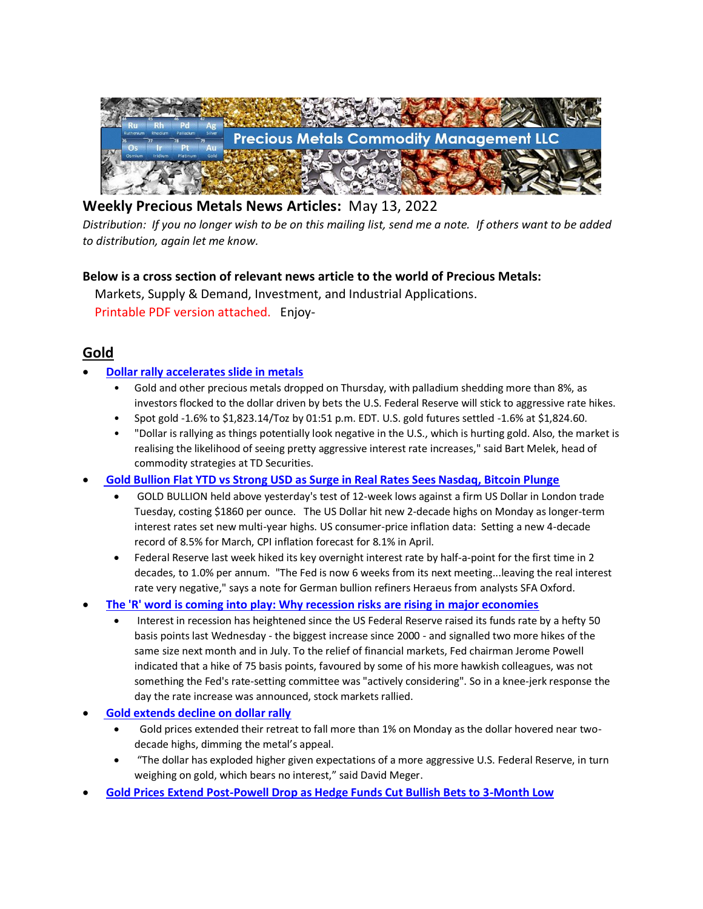Precious Metals Commodity Management LLC

**Weekly Precious Metals News Articles:** May 13, 2022

*Distribution: If you no longer wish to be on this mailing list, send me a note. If others want to be added to distribution, again let me know.*

**Below is a cross section of relevant news article to the world of Precious Metals:**

Markets, Supply & Demand, Investment, and Industrial Applications.

Printable PDF version attached. Enjoy-

## Gold

- **Dollar rally accelerates slide in metals**
  - Gold and other precious metals dropped on Thursday, with palladium shedding more than 8%, as investors flocked to the dollar driven by bets the U.S. Federal Reserve will stick to aggressive rate hikes.
  - Spot gold -1.6% to $1,823.14/Toz by 01:51 p.m. EDT. U.S. gold futures settled -1.6% at $1,824.60.
  - "Dollar is rallying as things potentially look negative in the U.S., which is hurting gold. Also, the market is realising the likelihood of seeing pretty aggressive interest rate increases," said Bart Melek, head of commodity strategies at TD Securities.
- **Gold Bullion Flat YTD vs Strong USD as Surge in Real Rates Sees Nasdaq, Bitcoin Plunge**
  - GOLD BULLION held above yesterday's test of 12-week lows against a firm US Dollar in London trade Tuesday, costing $1860 per ounce. The US Dollar hit new 2-decade highs on Monday as longer-term interest rates set new multi-year highs. US consumer-price inflation data: Setting a new 4-decade record of 8.5% for March, CPI inflation forecast for 8.1% in April.
  - Federal Reserve last week hiked its key overnight interest rate by half-a-point for the first time in 2 decades, to 1.0% per annum. "The Fed is now 6 weeks from its next meeting...leaving the real interest rate very negative," says a note for German bullion refiners Heraeus from analysts SFA Oxford.
- **The 'R' word is coming into play: Why recession risks are rising in major economies**
  - Interest in recession has heightened since the US Federal Reserve raised its funds rate by a hefty 50 basis points last Wednesday - the biggest increase since 2000 - and signalled two more hikes of the same size next month and in July. To the relief of financial markets, Fed chairman Jerome Powell indicated that a hike of 75 basis points, favoured by some of his more hawkish colleagues, was not something the Fed's rate-setting committee was "actively considering". So in a knee-jerk response the day the rate increase was announced, stock markets rallied.
- **Gold extends decline on dollar rally**
  - Gold prices extended their retreat to fall more than 1% on Monday as the dollar hovered near two-decade highs, dimming the metal's appeal.
  - "The dollar has exploded higher given expectations of a more aggressive U.S. Federal Reserve, in turn weighing on gold, which bears no interest," said David Meger.
- **Gold Prices Extend Post-Powell Drop as Hedge Funds Cut Bullish Bets to 3-Month Low**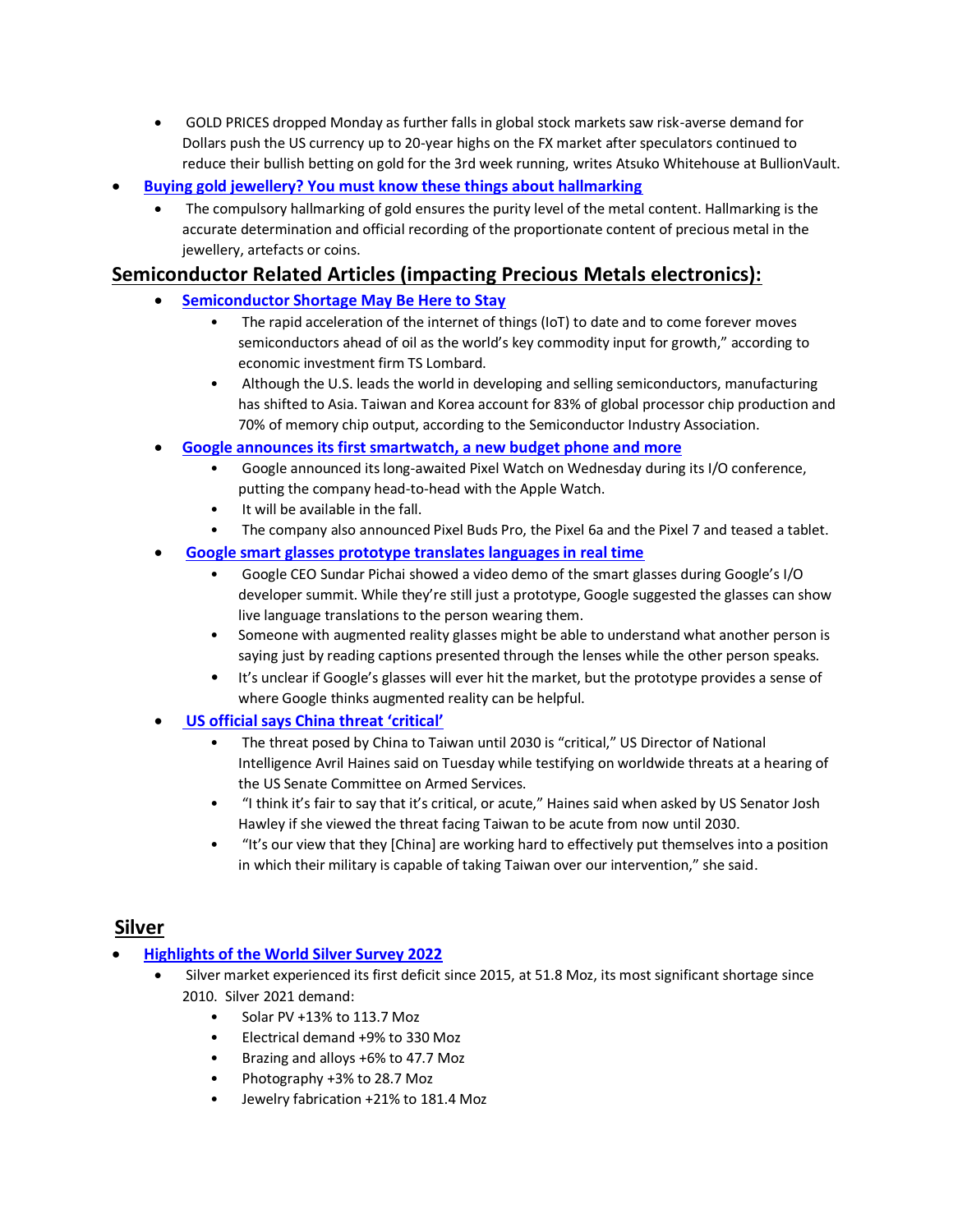- GOLD PRICES dropped Monday as further falls in global stock markets saw risk-averse demand for Dollars push the US currency up to 20-year highs on the FX market after speculators continued to reduce their bullish betting on gold for the 3rd week running, writes Atsuko Whitehouse at BullionVault.
- **Buying gold jewellery? You must know these things about hallmarking**
  - The compulsory hallmarking of gold ensures the purity level of the metal content. Hallmarking is the accurate determination and official recording of the proportionate content of precious metal in the jewellery, artefacts or coins.

## Semiconductor Related Articles (impacting Precious Metals electronics):

- **Semiconductor Shortage May Be Here to Stay**
  - The rapid acceleration of the internet of things (IoT) to date and to come forever moves semiconductors ahead of oil as the world's key commodity input for growth," according to economic investment firm TS Lombard.
  - Although the U.S. leads the world in developing and selling semiconductors, manufacturing has shifted to Asia. Taiwan and Korea account for 83% of global processor chip production and 70% of memory chip output, according to the Semiconductor Industry Association.
- **Google announces its first smartwatch, a new budget phone and more**
  - Google announced its long-awaited Pixel Watch on Wednesday during its I/O conference, putting the company head-to-head with the Apple Watch.
  - It will be available in the fall.
  - The company also announced Pixel Buds Pro, the Pixel 6a and the Pixel 7 and teased a tablet.
- **Google smart glasses prototype translates languages in real time**
  - Google CEO Sundar Pichai showed a video demo of the smart glasses during Google's I/O developer summit. While they're still just a prototype, Google suggested the glasses can show live language translations to the person wearing them.
  - Someone with augmented reality glasses might be able to understand what another person is saying just by reading captions presented through the lenses while the other person speaks.
  - It's unclear if Google's glasses will ever hit the market, but the prototype provides a sense of where Google thinks augmented reality can be helpful.
- **US official says China threat 'critical'**
  - The threat posed by China to Taiwan until 2030 is "critical," US Director of National Intelligence Avril Haines said on Tuesday while testifying on worldwide threats at a hearing of the US Senate Committee on Armed Services.
  - "I think it's fair to say that it's critical, or acute," Haines said when asked by US Senator Josh Hawley if she viewed the threat facing Taiwan to be acute from now until 2030.
  - "It's our view that they [China] are working hard to effectively put themselves into a position in which their military is capable of taking Taiwan over our intervention," she said.

## Silver

- **Highlights of the World Silver Survey 2022**
  - Silver market experienced its first deficit since 2015, at 51.8 Moz, its most significant shortage since 2010. Silver 2021 demand:
    - Solar PV +13% to 113.7 Moz
    - Electrical demand +9% to 330 Moz
    - Brazing and alloys +6% to 47.7 Moz
    - Photography +3% to 28.7 Moz
    - Jewelry fabrication +21% to 181.4 Moz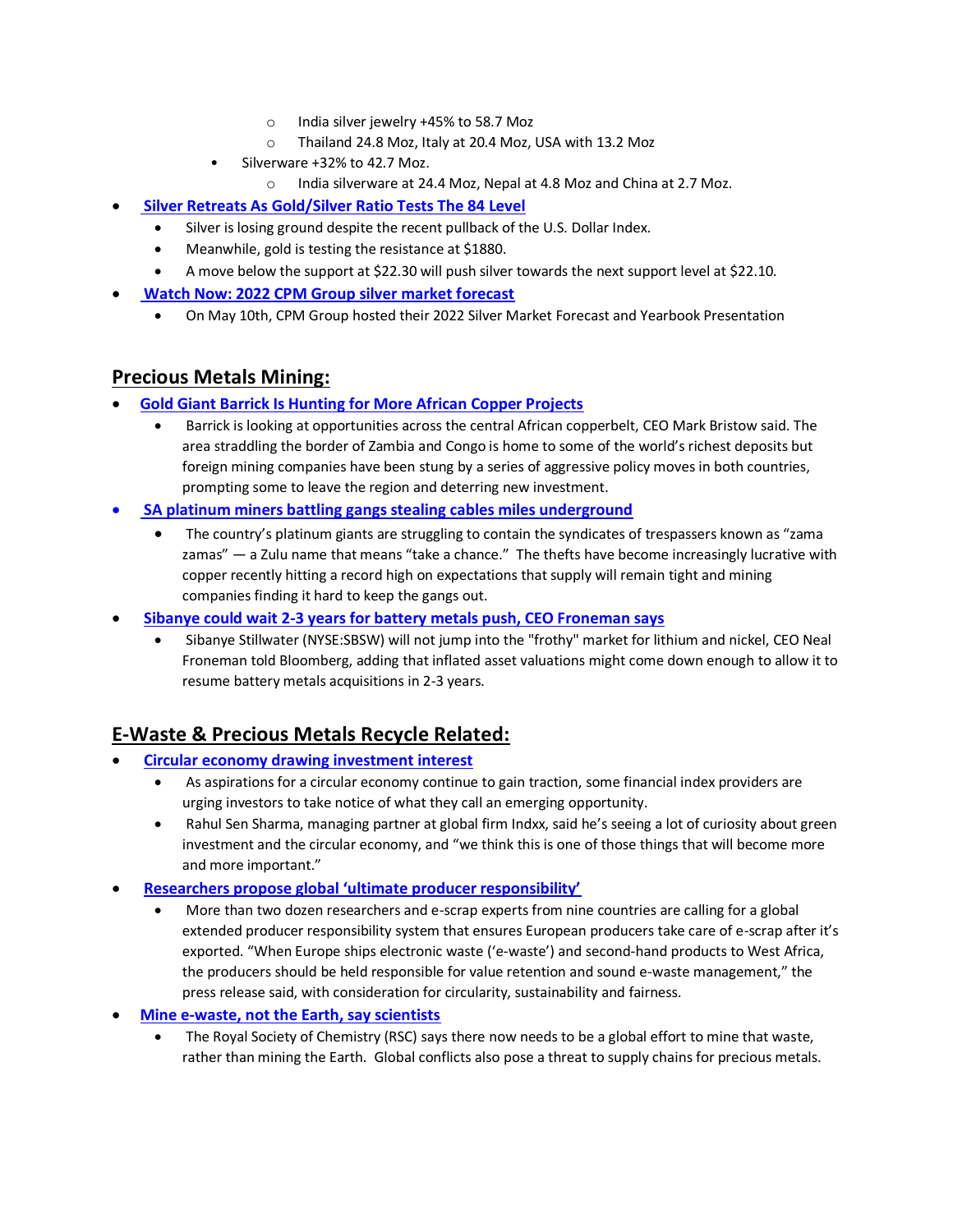- India silver jewelry +45% to 58.7 Moz
        - Thailand 24.8 Moz, Italy at 20.4 Moz, USA with 13.2 Moz
    - Silverware +32% to 42.7 Moz.
        - India silverware at 24.4 Moz, Nepal at 4.8 Moz and China at 2.7 Moz.

- **Silver Retreats As Gold/Silver Ratio Tests The 84 Level**
    - Silver is losing ground despite the recent pullback of the U.S. Dollar Index.
    - Meanwhile, gold is testing the resistance at $1880.
    - A move below the support at $22.30 will push silver towards the next support level at $22.10.
- **Watch Now: 2022 CPM Group silver market forecast**
    - On May 10th, CPM Group hosted their 2022 Silver Market Forecast and Yearbook Presentation

## Precious Metals Mining:

- **Gold Giant Barrick Is Hunting for More African Copper Projects**
    - Barrick is looking at opportunities across the central African copperbelt, CEO Mark Bristow said. The area straddling the border of Zambia and Congo is home to some of the world's richest deposits but foreign mining companies have been stung by a series of aggressive policy moves in both countries, prompting some to leave the region and deterring new investment.
- **SA platinum miners battling gangs stealing cables miles underground**
    - The country's platinum giants are struggling to contain the syndicates of trespassers known as "zama zamas" — a Zulu name that means "take a chance." The thefts have become increasingly lucrative with copper recently hitting a record high on expectations that supply will remain tight and mining companies finding it hard to keep the gangs out.
- **Sibanye could wait 2-3 years for battery metals push, CEO Froneman says**
    - Sibanye Stillwater (NYSE:SBSW) will not jump into the "frothy" market for lithium and nickel, CEO Neal Froneman told Bloomberg, adding that inflated asset valuations might come down enough to allow it to resume battery metals acquisitions in 2-3 years.

## E-Waste & Precious Metals Recycle Related:

- **Circular economy drawing investment interest**
    - As aspirations for a circular economy continue to gain traction, some financial index providers are urging investors to take notice of what they call an emerging opportunity.
    - Rahul Sen Sharma, managing partner at global firm Indxx, said he's seeing a lot of curiosity about green investment and the circular economy, and "we think this is one of those things that will become more and more important."
- **Researchers propose global 'ultimate producer responsibility'**
    - More than two dozen researchers and e-scrap experts from nine countries are calling for a global extended producer responsibility system that ensures European producers take care of e-scrap after it's exported. "When Europe ships electronic waste ('e-waste') and second-hand products to West Africa, the producers should be held responsible for value retention and sound e-waste management," the press release said, with consideration for circularity, sustainability and fairness.
- **Mine e-waste, not the Earth, say scientists**
    - The Royal Society of Chemistry (RSC) says there now needs to be a global effort to mine that waste, rather than mining the Earth. Global conflicts also pose a threat to supply chains for precious metals.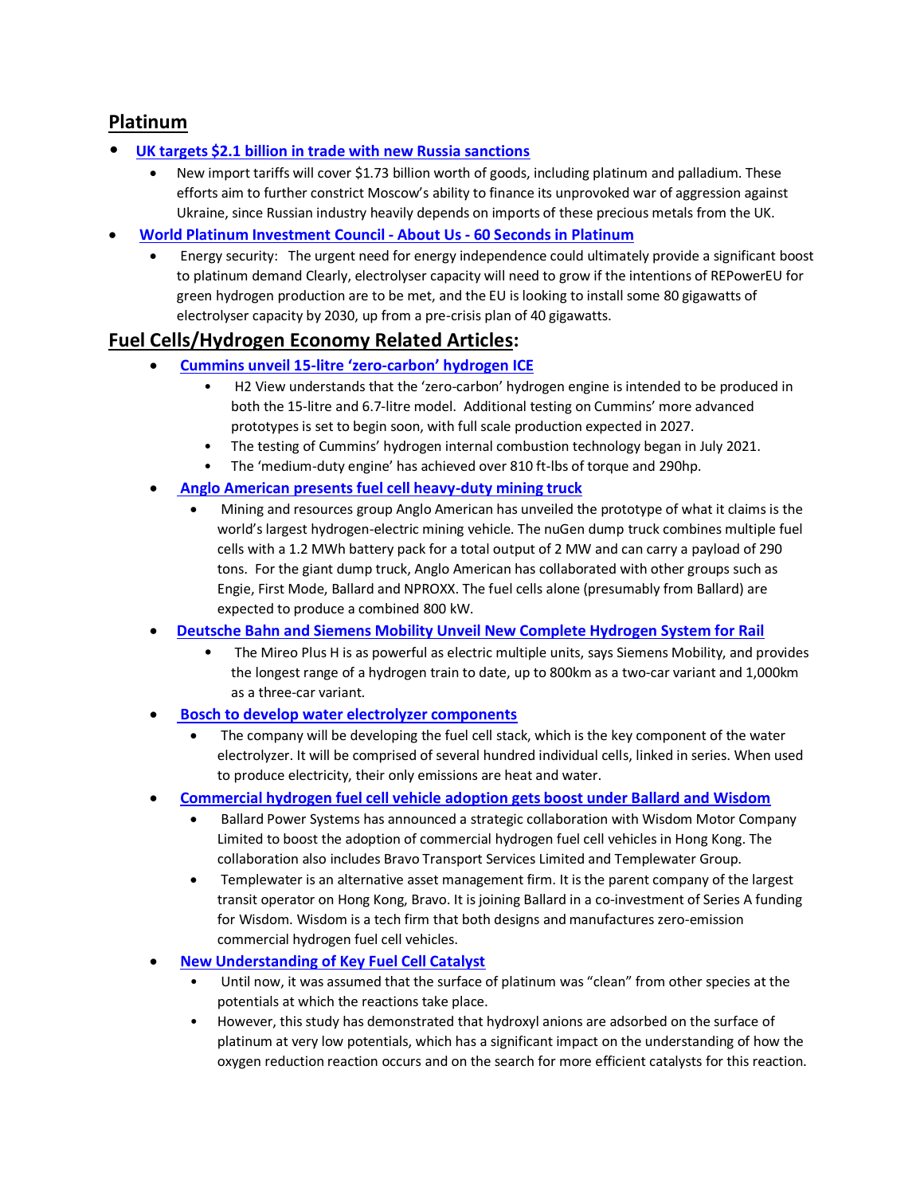## Platinum

- [UK targets $2.1 billion in trade with new Russia sanctions]
    - New import tariffs will cover $1.73 billion worth of goods, including platinum and palladium. These efforts aim to further constrict Moscow's ability to finance its unprovoked war of aggression against Ukraine, since Russian industry heavily depends on imports of these precious metals from the UK.
- [World Platinum Investment Council - About Us - 60 Seconds in Platinum]
    - Energy security: The urgent need for energy independence could ultimately provide a significant boost to platinum demand Clearly, electrolyser capacity will need to grow if the intentions of REPowerEU for green hydrogen production are to be met, and the EU is looking to install some 80 gigawatts of electrolyser capacity by 2030, up from a pre-crisis plan of 40 gigawatts.

## Fuel Cells/Hydrogen Economy Related Articles:

- [Cummins unveil 15-litre 'zero-carbon' hydrogen ICE]
    - H2 View understands that the 'zero-carbon' hydrogen engine is intended to be produced in both the 15-litre and 6.7-litre model. Additional testing on Cummins' more advanced prototypes is set to begin soon, with full scale production expected in 2027.
    - The testing of Cummins' hydrogen internal combustion technology began in July 2021.
    - The 'medium-duty engine' has achieved over 810 ft-lbs of torque and 290hp.
- [Anglo American presents fuel cell heavy-duty mining truck]
    - Mining and resources group Anglo American has unveiled the prototype of what it claims is the world's largest hydrogen-electric mining vehicle. The nuGen dump truck combines multiple fuel cells with a 1.2 MWh battery pack for a total output of 2 MW and can carry a payload of 290 tons. For the giant dump truck, Anglo American has collaborated with other groups such as Engie, First Mode, Ballard and NPROXX. The fuel cells alone (presumably from Ballard) are expected to produce a combined 800 kW.
- [Deutsche Bahn and Siemens Mobility Unveil New Complete Hydrogen System for Rail]
    - The Mireo Plus H is as powerful as electric multiple units, says Siemens Mobility, and provides the longest range of a hydrogen train to date, up to 800km as a two-car variant and 1,000km as a three-car variant.
- [Bosch to develop water electrolyzer components]
    - The company will be developing the fuel cell stack, which is the key component of the water electrolyzer. It will be comprised of several hundred individual cells, linked in series. When used to produce electricity, their only emissions are heat and water.
- [Commercial hydrogen fuel cell vehicle adoption gets boost under Ballard and Wisdom]
    - Ballard Power Systems has announced a strategic collaboration with Wisdom Motor Company Limited to boost the adoption of commercial hydrogen fuel cell vehicles in Hong Kong. The collaboration also includes Bravo Transport Services Limited and Templewater Group.
    - Templewater is an alternative asset management firm. It is the parent company of the largest transit operator on Hong Kong, Bravo. It is joining Ballard in a co-investment of Series A funding for Wisdom. Wisdom is a tech firm that both designs and manufactures zero-emission commercial hydrogen fuel cell vehicles.
- [New Understanding of Key Fuel Cell Catalyst]
    - Until now, it was assumed that the surface of platinum was "clean" from other species at the potentials at which the reactions take place.
    - However, this study has demonstrated that hydroxyl anions are adsorbed on the surface of platinum at very low potentials, which has a significant impact on the understanding of how the oxygen reduction reaction occurs and on the search for more efficient catalysts for this reaction.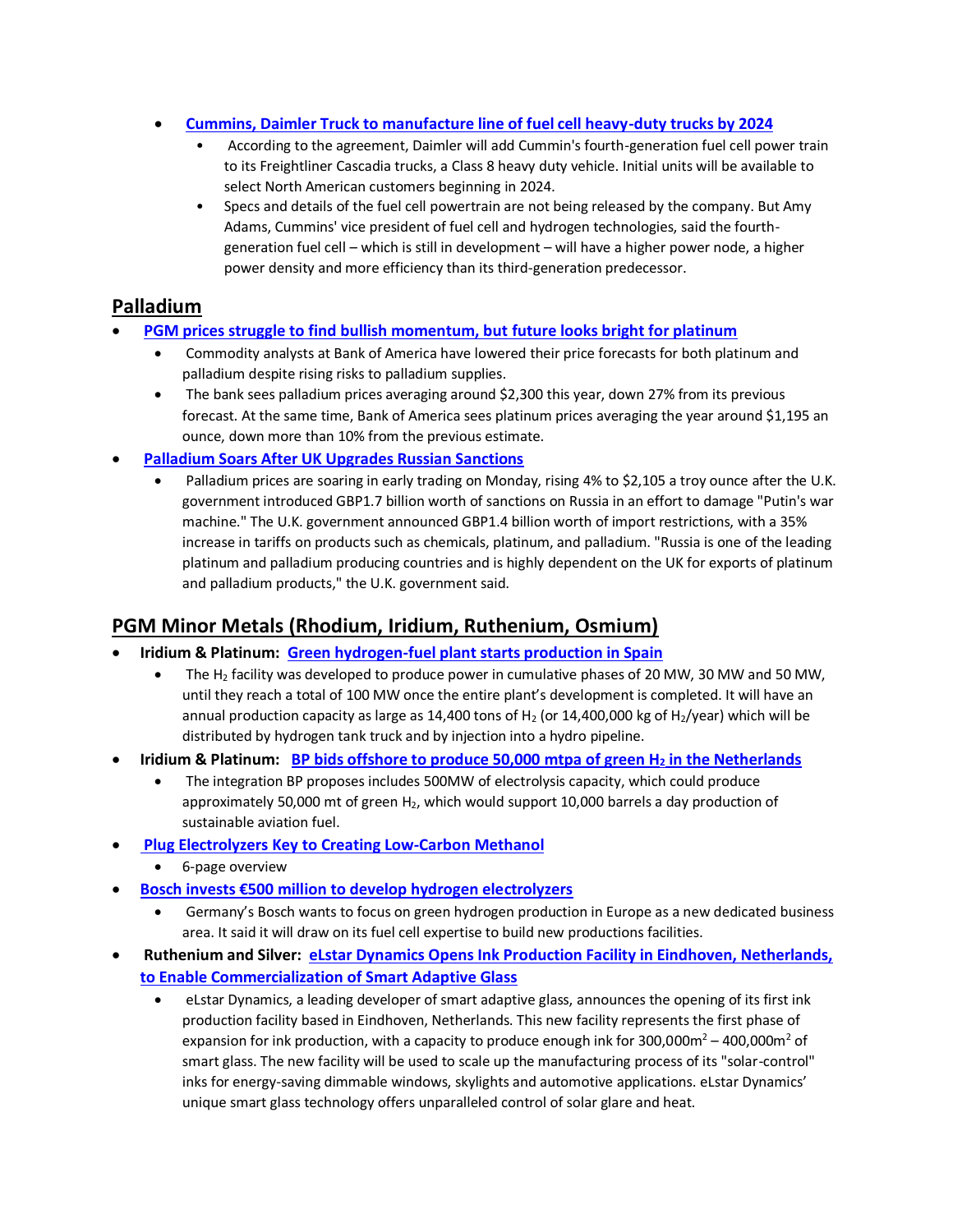- **Cummins, Daimler Truck to manufacture line of fuel cell heavy-duty trucks by 2024**
  - According to the agreement, Daimler will add Cummin's fourth-generation fuel cell power train to its Freightliner Cascadia trucks, a Class 8 heavy duty vehicle. Initial units will be available to select North American customers beginning in 2024.
  - Specs and details of the fuel cell powertrain are not being released by the company. But Amy Adams, Cummins' vice president of fuel cell and hydrogen technologies, said the fourth-generation fuel cell – which is still in development – will have a higher power node, a higher power density and more efficiency than its third-generation predecessor.

## Palladium

- **PGM prices struggle to find bullish momentum, but future looks bright for platinum**
  - Commodity analysts at Bank of America have lowered their price forecasts for both platinum and palladium despite rising risks to palladium supplies.
  - The bank sees palladium prices averaging around $2,300 this year, down 27% from its previous forecast. At the same time, Bank of America sees platinum prices averaging the year around $1,195 an ounce, down more than 10% from the previous estimate.
- **Palladium Soars After UK Upgrades Russian Sanctions**
  - Palladium prices are soaring in early trading on Monday, rising 4% to $2,105 a troy ounce after the U.K. government introduced GBP1.7 billion worth of sanctions on Russia in an effort to damage "Putin's war machine." The U.K. government announced GBP1.4 billion worth of import restrictions, with a 35% increase in tariffs on products such as chemicals, platinum, and palladium. "Russia is one of the leading platinum and palladium producing countries and is highly dependent on the UK for exports of platinum and palladium products," the U.K. government said.

## PGM Minor Metals (Rhodium, Iridium, Ruthenium, Osmium)

- **Iridium & Platinum: Green hydrogen-fuel plant starts production in Spain**
  - The $H_2$ facility was developed to produce power in cumulative phases of 20 MW, 30 MW and 50 MW, until they reach a total of 100 MW once the entire plant's development is completed. It will have an annual production capacity as large as 14,400 tons of $H_2$ (or 14,400,000 kg of $H_2$/year) which will be distributed by hydrogen tank truck and by injection into a hydro pipeline.
- **Iridium & Platinum: BP bids offshore to produce 50,000 mtpa of green $H_2$ in the Netherlands**
  - The integration BP proposes includes 500MW of electrolysis capacity, which could produce approximately 50,000 mt of green $H_2$, which would support 10,000 barrels a day production of sustainable aviation fuel.
- **Plug Electrolyzers Key to Creating Low-Carbon Methanol**
  - 6-page overview
- **Bosch invests €500 million to develop hydrogen electrolyzers**
  - Germany's Bosch wants to focus on green hydrogen production in Europe as a new dedicated business area. It said it will draw on its fuel cell expertise to build new productions facilities.
- **Ruthenium and Silver: eLstar Dynamics Opens Ink Production Facility in Eindhoven, Netherlands, to Enable Commercialization of Smart Adaptive Glass**
  - eLstar Dynamics, a leading developer of smart adaptive glass, announces the opening of its first ink production facility based in Eindhoven, Netherlands. This new facility represents the first phase of expansion for ink production, with a capacity to produce enough ink for 300,000m$^2$ – 400,000m$^2$ of smart glass. The new facility will be used to scale up the manufacturing process of its "solar-control" inks for energy-saving dimmable windows, skylights and automotive applications. eLstar Dynamics' unique smart glass technology offers unparalleled control of solar glare and heat.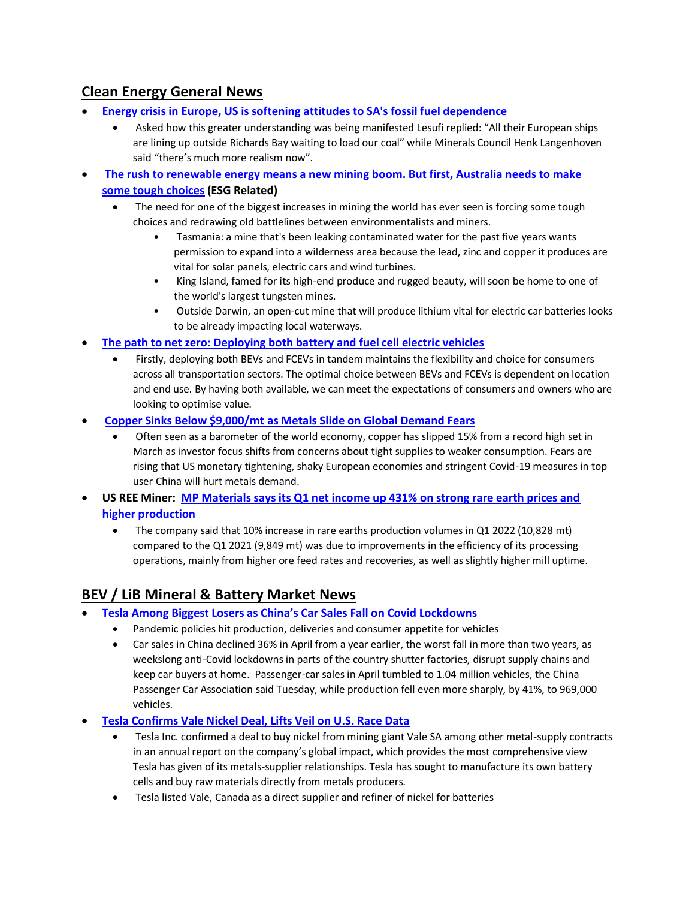## Clean Energy General News

- **Energy crisis in Europe, US is softening attitudes to SA's fossil fuel dependence**
  - Asked how this greater understanding was being manifested Lesufi replied: "All their European ships are lining up outside Richards Bay waiting to load our coal" while Minerals Council Henk Langenhoven said "there's much more realism now".
- **The rush to renewable energy means a new mining boom. But first, Australia needs to make some tough choices (ESG Related)**
  - The need for one of the biggest increases in mining the world has ever seen is forcing some tough choices and redrawing old battlelines between environmentalists and miners.
    - Tasmania: a mine that's been leaking contaminated water for the past five years wants permission to expand into a wilderness area because the lead, zinc and copper it produces are vital for solar panels, electric cars and wind turbines.
    - King Island, famed for its high-end produce and rugged beauty, will soon be home to one of the world's largest tungsten mines.
    - Outside Darwin, an open-cut mine that will produce lithium vital for electric car batteries looks to be already impacting local waterways.
- **The path to net zero: Deploying both battery and fuel cell electric vehicles**
  - Firstly, deploying both BEVs and FCEVs in tandem maintains the flexibility and choice for consumers across all transportation sectors. The optimal choice between BEVs and FCEVs is dependent on location and end use. By having both available, we can meet the expectations of consumers and owners who are looking to optimise value.
- **Copper Sinks Below $9,000/mt as Metals Slide on Global Demand Fears**
  - Often seen as a barometer of the world economy, copper has slipped 15% from a record high set in March as investor focus shifts from concerns about tight supplies to weaker consumption. Fears are rising that US monetary tightening, shaky European economies and stringent Covid-19 measures in top user China will hurt metals demand.
- **US REE Miner: MP Materials says its Q1 net income up 431% on strong rare earth prices and higher production**
  - The company said that 10% increase in rare earths production volumes in Q1 2022 (10,828 mt) compared to the Q1 2021 (9,849 mt) was due to improvements in the efficiency of its processing operations, mainly from higher ore feed rates and recoveries, as well as slightly higher mill uptime.

## BEV / LiB Mineral & Battery Market News

- **Tesla Among Biggest Losers as China's Car Sales Fall on Covid Lockdowns**
  - Pandemic policies hit production, deliveries and consumer appetite for vehicles
  - Car sales in China declined 36% in April from a year earlier, the worst fall in more than two years, as weekslong anti-Covid lockdowns in parts of the country shutter factories, disrupt supply chains and keep car buyers at home. Passenger-car sales in April tumbled to 1.04 million vehicles, the China Passenger Car Association said Tuesday, while production fell even more sharply, by 41%, to 969,000 vehicles.
- **Tesla Confirms Vale Nickel Deal, Lifts Veil on U.S. Race Data**
  - Tesla Inc. confirmed a deal to buy nickel from mining giant Vale SA among other metal-supply contracts in an annual report on the company's global impact, which provides the most comprehensive view Tesla has given of its metals-supplier relationships. Tesla has sought to manufacture its own battery cells and buy raw materials directly from metals producers.
  - Tesla listed Vale, Canada as a direct supplier and refiner of nickel for batteries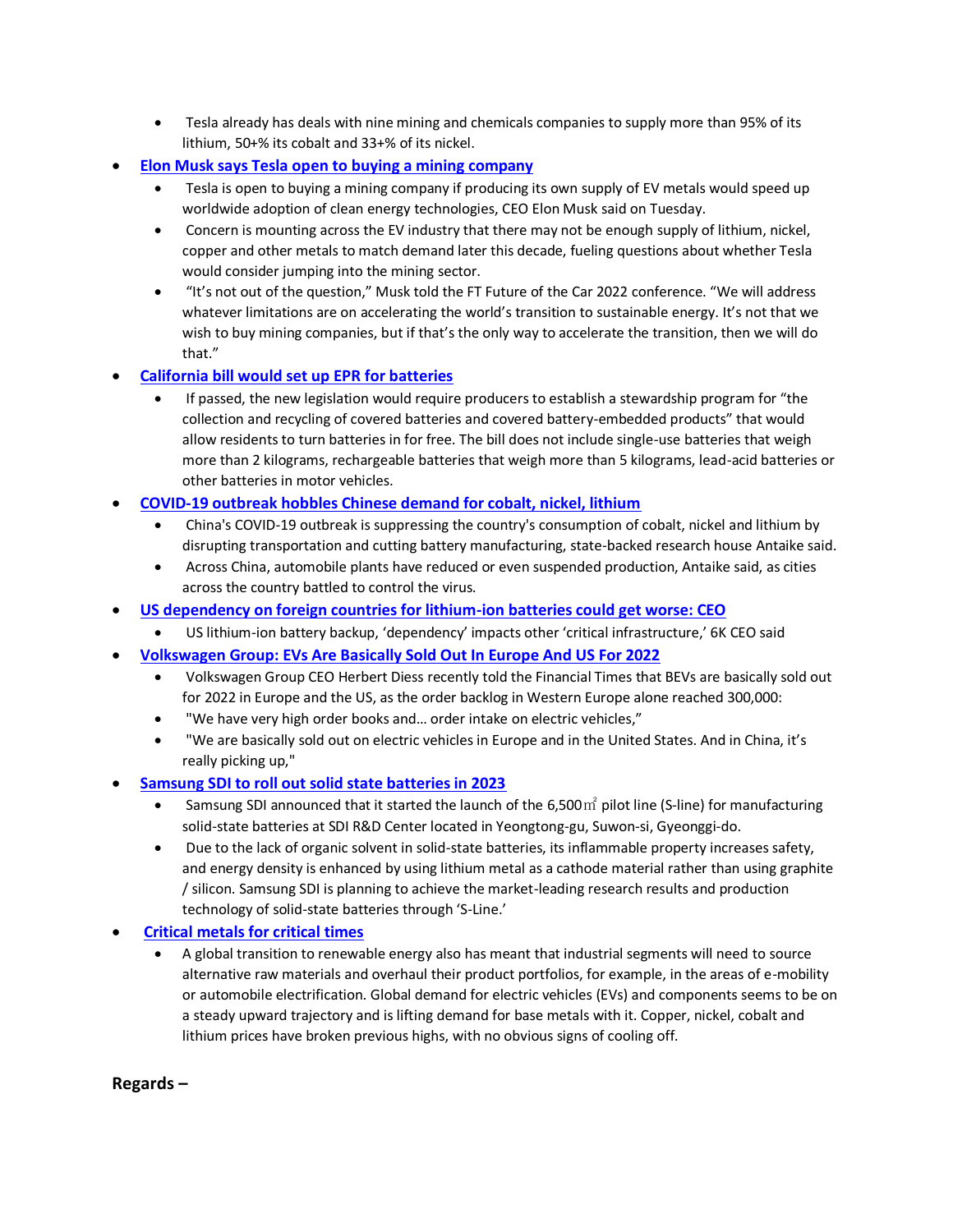- Tesla already has deals with nine mining and chemicals companies to supply more than 95% of its lithium, 50+% its cobalt and 33+% of its nickel.
- **Elon Musk says Tesla open to buying a mining company**
    - Tesla is open to buying a mining company if producing its own supply of EV metals would speed up worldwide adoption of clean energy technologies, CEO Elon Musk said on Tuesday.
    - Concern is mounting across the EV industry that there may not be enough supply of lithium, nickel, copper and other metals to match demand later this decade, fueling questions about whether Tesla would consider jumping into the mining sector.
    - "It's not out of the question," Musk told the FT Future of the Car 2022 conference. "We will address whatever limitations are on accelerating the world's transition to sustainable energy. It's not that we wish to buy mining companies, but if that's the only way to accelerate the transition, then we will do that."
- **California bill would set up EPR for batteries**
    - If passed, the new legislation would require producers to establish a stewardship program for "the collection and recycling of covered batteries and covered battery-embedded products" that would allow residents to turn batteries in for free. The bill does not include single-use batteries that weigh more than 2 kilograms, rechargeable batteries that weigh more than 5 kilograms, lead-acid batteries or other batteries in motor vehicles.
- **COVID-19 outbreak hobbles Chinese demand for cobalt, nickel, lithium**
    - China's COVID-19 outbreak is suppressing the country's consumption of cobalt, nickel and lithium by disrupting transportation and cutting battery manufacturing, state-backed research house Antaike said.
    - Across China, automobile plants have reduced or even suspended production, Antaike said, as cities across the country battled to control the virus.
- **US dependency on foreign countries for lithium-ion batteries could get worse: CEO**
    - US lithium-ion battery backup, 'dependency' impacts other 'critical infrastructure,' 6K CEO said
- **Volkswagen Group: EVs Are Basically Sold Out In Europe And US For 2022**
    - Volkswagen Group CEO Herbert Diess recently told the Financial Times that BEVs are basically sold out for 2022 in Europe and the US, as the order backlog in Western Europe alone reached 300,000:
    - "We have very high order books and… order intake on electric vehicles,"
    - "We are basically sold out on electric vehicles in Europe and the United States. And in China, it's really picking up,"
- **Samsung SDI to roll out solid state batteries in 2023**
    - Samsung SDI announced that it started the launch of the 6,500㎡ pilot line (S-line) for manufacturing solid-state batteries at SDI R&D Center located in Yeongtong-gu, Suwon-si, Gyeonggi-do.
    - Due to the lack of organic solvent in solid-state batteries, its inflammable property increases safety, and energy density is enhanced by using lithium metal as a cathode material rather than using graphite / silicon. Samsung SDI is planning to achieve the market-leading research results and production technology of solid-state batteries through 'S-Line.'
- **Critical metals for critical times**
    - A global transition to renewable energy also has meant that industrial segments will need to source alternative raw materials and overhaul their product portfolios, for example, in the areas of e-mobility or automobile electrification. Global demand for electric vehicles (EVs) and components seems to be on a steady upward trajectory and is lifting demand for base metals with it. Copper, nickel, cobalt and lithium prices have broken previous highs, with no obvious signs of cooling off.

**Regards –**